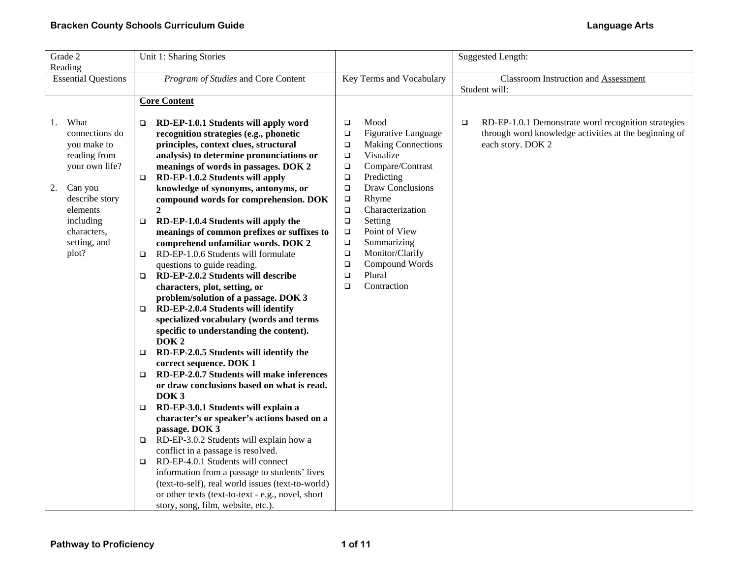| Grade 2 Reading | Unit 1: Sharing Stories | | Suggested Length: |
|---|---|---|---|
| Essential Questions | *Program of Studies* and Core Content | Key Terms and Vocabulary | Classroom Instruction and <u>Assessment</u><br>Student will: |
| 1. What connections do you make to reading from your own life?<br><br>2. Can you describe story elements including characters, setting, and plot? | **<u>Core Content</u>**<br><br>❑ **RD-EP-1.0.1 Students will apply word recognition strategies (e.g., phonetic principles, context clues, structural analysis) to determine pronunciations or meanings of words in passages. DOK 2**<br>❑ **RD-EP-1.0.2 Students will apply knowledge of synonyms, antonyms, or compound words for comprehension. DOK 2**<br>❑ **RD-EP-1.0.4 Students will apply the meanings of common prefixes or suffixes to comprehend unfamiliar words. DOK 2**<br>❑ RD-EP-1.0.6 Students will formulate questions to guide reading.<br>❑ **RD-EP-2.0.2 Students will describe characters, plot, setting, or problem/solution of a passage. DOK 3**<br>❑ **RD-EP-2.0.4 Students will identify specialized vocabulary (words and terms specific to understanding the content). DOK 2**<br>❑ **RD-EP-2.0.5 Students will identify the correct sequence. DOK 1**<br>❑ **RD-EP-2.0.7 Students will make inferences or draw conclusions based on what is read. DOK 3**<br>❑ **RD-EP-3.0.1 Students will explain a character's or speaker's actions based on a passage. DOK 3**<br>❑ RD-EP-3.0.2 Students will explain how a conflict in a passage is resolved.<br>❑ RD-EP-4.0.1 Students will connect information from a passage to students' lives (text-to-self), real world issues (text-to-world) or other texts (text-to-text - e.g., novel, short story, song, film, website, etc.). | ❑ Mood<br>❑ Figurative Language<br>❑ Making Connections<br>❑ Visualize<br>❑ Compare/Contrast<br>❑ Predicting<br>❑ Draw Conclusions<br>❑ Rhyme<br>❑ Characterization<br>❑ Setting<br>❑ Point of View<br>❑ Summarizing<br>❑ Monitor/Clarify<br>❑ Compound Words<br>❑ Plural<br>❑ Contraction | ❑ RD-EP-1.0.1 Demonstrate word recognition strategies through word knowledge activities at the beginning of each story. DOK 2 |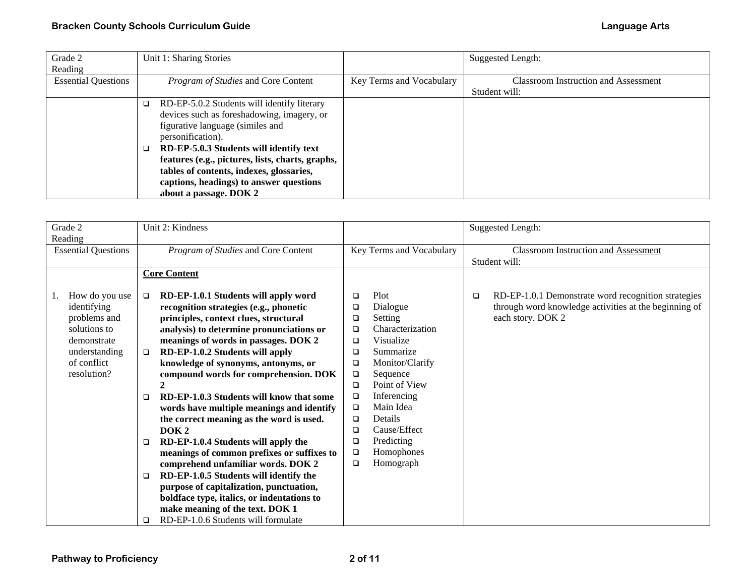| Grade 2 Reading | Unit 1: Sharing Stories | | Suggested Length: |
|---|---|---|---|
| Essential Questions | *Program of Studies* and Core Content | Key Terms and Vocabulary | Classroom Instruction and Assessment<br>Student will: |
| | ❑ RD-EP-5.0.2 Students will identify literary devices such as foreshadowing, imagery, or figurative language (similes and personification).<br>❑ **RD-EP-5.0.3 Students will identify text features (e.g., pictures, lists, charts, graphs, tables of contents, indexes, glossaries, captions, headings) to answer questions about a passage. DOK 2** | | |

| Grade 2 Reading | Unit 2: Kindness | | Suggested Length: |
|---|---|---|---|
| Essential Questions | *Program of Studies* and Core Content | Key Terms and Vocabulary | Classroom Instruction and Assessment<br>Student will: |
| 1. How do you use identifying problems and solutions to demonstrate understanding of conflict resolution? | **Core Content**<br>❑ **RD-EP-1.0.1 Students will apply word recognition strategies (e.g., phonetic principles, context clues, structural analysis) to determine pronunciations or meanings of words in passages. DOK 2**<br>❑ **RD-EP-1.0.2 Students will apply knowledge of synonyms, antonyms, or compound words for comprehension. DOK 2**<br>❑ **RD-EP-1.0.3 Students will know that some words have multiple meanings and identify the correct meaning as the word is used. DOK 2**<br>❑ **RD-EP-1.0.4 Students will apply the meanings of common prefixes or suffixes to comprehend unfamiliar words. DOK 2**<br>❑ **RD-EP-1.0.5 Students will identify the purpose of capitalization, punctuation, boldface type, italics, or indentations to make meaning of the text. DOK 1**<br>❑ RD-EP-1.0.6 Students will formulate | ❑ Plot<br>❑ Dialogue<br>❑ Setting<br>❑ Characterization<br>❑ Visualize<br>❑ Summarize<br>❑ Monitor/Clarify<br>❑ Sequence<br>❑ Point of View<br>❑ Inferencing<br>❑ Main Idea<br>❑ Details<br>❑ Cause/Effect<br>❑ Predicting<br>❑ Homophones<br>❑ Homograph | ❑ RD-EP-1.0.1 Demonstrate word recognition strategies through word knowledge activities at the beginning of each story. DOK 2 |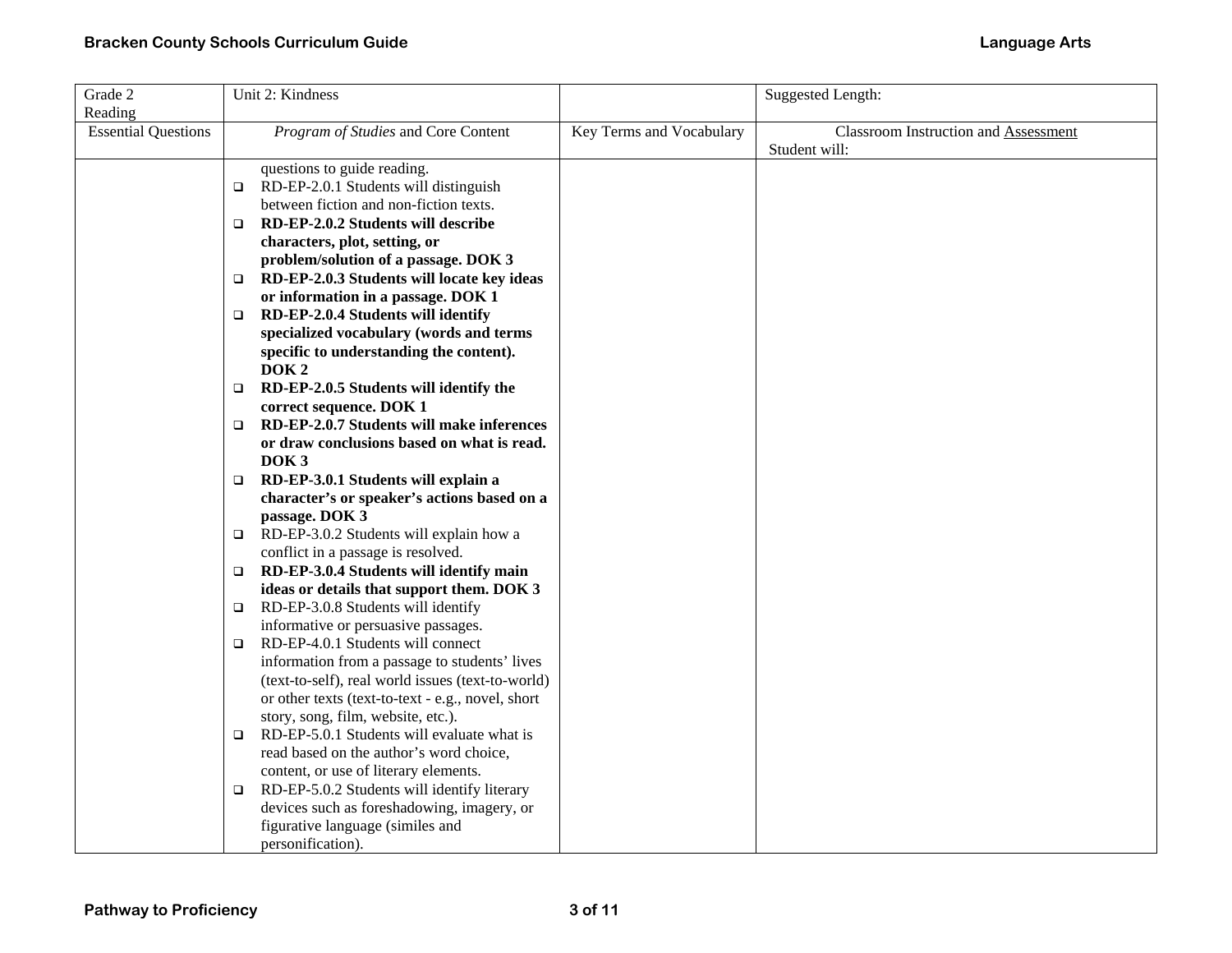| Grade 2<br>Reading | Unit 2: Kindness | | Suggested Length: |
|---|---|---|---|
| Essential Questions | *Program of Studies* and Core Content | Key Terms and Vocabulary | Classroom Instruction and Assessment<br>Student will: |
| | questions to guide reading.<br>❑ RD-EP-2.0.1 Students will distinguish between fiction and non-fiction texts.<br>❑ **RD-EP-2.0.2 Students will describe characters, plot, setting, or problem/solution of a passage. DOK 3**<br>❑ **RD-EP-2.0.3 Students will locate key ideas or information in a passage. DOK 1**<br>❑ **RD-EP-2.0.4 Students will identify specialized vocabulary (words and terms specific to understanding the content). DOK 2**<br>❑ **RD-EP-2.0.5 Students will identify the correct sequence. DOK 1**<br>❑ **RD-EP-2.0.7 Students will make inferences or draw conclusions based on what is read. DOK 3**<br>❑ **RD-EP-3.0.1 Students will explain a character's or speaker's actions based on a passage. DOK 3**<br>❑ RD-EP-3.0.2 Students will explain how a conflict in a passage is resolved.<br>❑ **RD-EP-3.0.4 Students will identify main ideas or details that support them. DOK 3**<br>❑ RD-EP-3.0.8 Students will identify informative or persuasive passages.<br>❑ RD-EP-4.0.1 Students will connect information from a passage to students' lives (text-to-self), real world issues (text-to-world) or other texts (text-to-text - e.g., novel, short story, song, film, website, etc.).<br>❑ RD-EP-5.0.1 Students will evaluate what is read based on the author's word choice, content, or use of literary elements.<br>❑ RD-EP-5.0.2 Students will identify literary devices such as foreshadowing, imagery, or figurative language (similes and personification). | | |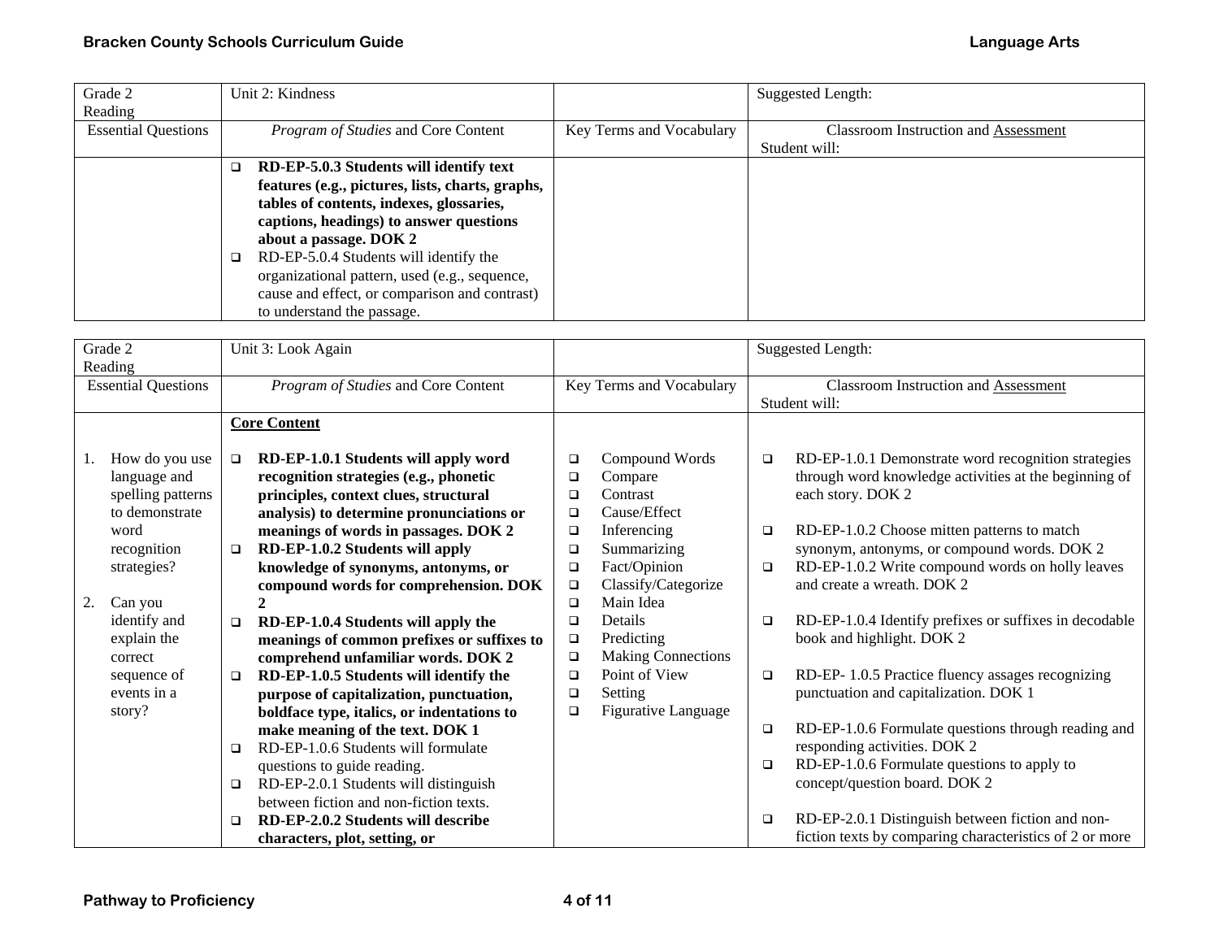| Grade 2 Reading | Unit 2: Kindness | | Suggested Length: |
|---|---|---|---|
| Essential Questions | *Program of Studies* and Core Content | Key Terms and Vocabulary | Classroom Instruction and Assessment<br>Student will: |
| | ❑ **RD-EP-5.0.3 Students will identify text features (e.g., pictures, lists, charts, graphs, tables of contents, indexes, glossaries, captions, headings) to answer questions about a passage. DOK 2**<br>❑ RD-EP-5.0.4 Students will identify the organizational pattern, used (e.g., sequence, cause and effect, or comparison and contrast) to understand the passage. | | |

| Grade 2 Reading | Unit 3: Look Again | | Suggested Length: |
|---|---|---|---|
| Essential Questions | *Program of Studies* and Core Content | Key Terms and Vocabulary | Classroom Instruction and Assessment<br>Student will: |
| 1. How do you use language and spelling patterns to demonstrate word recognition strategies?<br><br>2. Can you identify and explain the correct sequence of events in a story? | **Core Content**<br><br>❑ **RD-EP-1.0.1 Students will apply word recognition strategies (e.g., phonetic principles, context clues, structural analysis) to determine pronunciations or meanings of words in passages. DOK 2**<br>❑ **RD-EP-1.0.2 Students will apply knowledge of synonyms, antonyms, or compound words for comprehension. DOK 2**<br>❑ **RD-EP-1.0.4 Students will apply the meanings of common prefixes or suffixes to comprehend unfamiliar words. DOK 2**<br>❑ **RD-EP-1.0.5 Students will identify the purpose of capitalization, punctuation, boldface type, italics, or indentations to make meaning of the text. DOK 1**<br>❑ RD-EP-1.0.6 Students will formulate questions to guide reading.<br>❑ RD-EP-2.0.1 Students will distinguish between fiction and non-fiction texts.<br>❑ **RD-EP-2.0.2 Students will describe characters, plot, setting, or** | ❑ Compound Words<br>❑ Compare<br>❑ Contrast<br>❑ Cause/Effect<br>❑ Inferencing<br>❑ Summarizing<br>❑ Fact/Opinion<br>❑ Classify/Categorize<br>❑ Main Idea<br>❑ Details<br>❑ Predicting<br>❑ Making Connections<br>❑ Point of View<br>❑ Setting<br>❑ Figurative Language | ❑ RD-EP-1.0.1 Demonstrate word recognition strategies through word knowledge activities at the beginning of each story. DOK 2<br><br>❑ RD-EP-1.0.2 Choose mitten patterns to match synonym, antonyms, or compound words. DOK 2<br>❑ RD-EP-1.0.2 Write compound words on holly leaves and create a wreath. DOK 2<br><br>❑ RD-EP-1.0.4 Identify prefixes or suffixes in decodable book and highlight. DOK 2<br><br>❑ RD-EP- 1.0.5 Practice fluency assages recognizing punctuation and capitalization. DOK 1<br><br>❑ RD-EP-1.0.6 Formulate questions through reading and responding activities. DOK 2<br>❑ RD-EP-1.0.6 Formulate questions to apply to concept/question board. DOK 2<br><br>❑ RD-EP-2.0.1 Distinguish between fiction and non-fiction texts by comparing characteristics of 2 or more |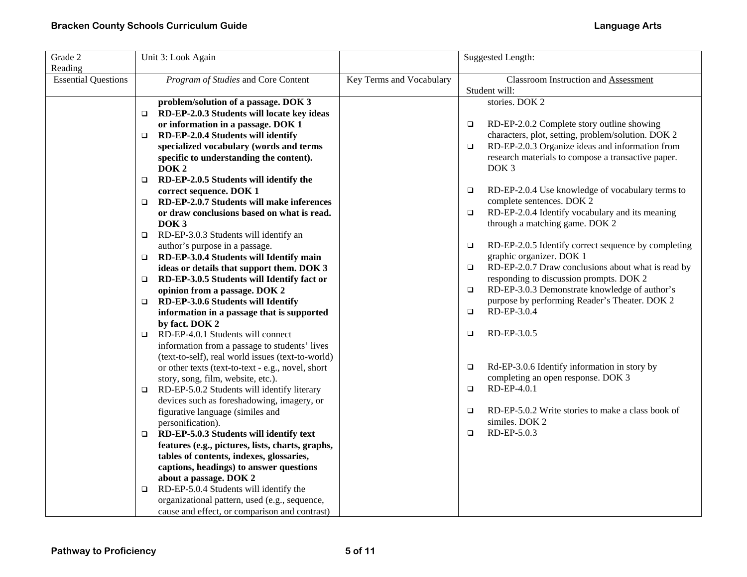| Grade 2 Reading | Unit 3: Look Again | | Suggested Length: |
|---|---|---|---|
| Essential Questions | *Program of Studies* and Core Content | Key Terms and Vocabulary | Classroom Instruction and Assessment<br>Student will: |
| | **problem/solution of a passage. DOK 3**<br>❑ **RD-EP-2.0.3 Students will locate key ideas or information in a passage. DOK 1**<br>❑ **RD-EP-2.0.4 Students will identify specialized vocabulary (words and terms specific to understanding the content). DOK 2**<br>❑ **RD-EP-2.0.5 Students will identify the correct sequence. DOK 1**<br>❑ **RD-EP-2.0.7 Students will make inferences or draw conclusions based on what is read. DOK 3**<br>❑ RD-EP-3.0.3 Students will identify an author's purpose in a passage.<br>❑ **RD-EP-3.0.4 Students will Identify main ideas or details that support them. DOK 3**<br>❑ **RD-EP-3.0.5 Students will Identify fact or opinion from a passage. DOK 2**<br>❑ **RD-EP-3.0.6 Students will Identify information in a passage that is supported by fact. DOK 2**<br>❑ RD-EP-4.0.1 Students will connect information from a passage to students' lives (text-to-self), real world issues (text-to-world) or other texts (text-to-text - e.g., novel, short story, song, film, website, etc.).<br>❑ RD-EP-5.0.2 Students will identify literary devices such as foreshadowing, imagery, or figurative language (similes and personification).<br>❑ **RD-EP-5.0.3 Students will identify text features (e.g., pictures, lists, charts, graphs, tables of contents, indexes, glossaries, captions, headings) to answer questions about a passage. DOK 2**<br>❑ RD-EP-5.0.4 Students will identify the organizational pattern, used (e.g., sequence, cause and effect, or comparison and contrast) | | stories. DOK 2<br>❑ RD-EP-2.0.2 Complete story outline showing characters, plot, setting, problem/solution. DOK 2<br>❑ RD-EP-2.0.3 Organize ideas and information from research materials to compose a transactive paper. DOK 3<br>❑ RD-EP-2.0.4 Use knowledge of vocabulary terms to complete sentences. DOK 2<br>❑ RD-EP-2.0.4 Identify vocabulary and its meaning through a matching game. DOK 2<br>❑ RD-EP-2.0.5 Identify correct sequence by completing graphic organizer. DOK 1<br>❑ RD-EP-2.0.7 Draw conclusions about what is read by responding to discussion prompts. DOK 2<br>❑ RD-EP-3.0.3 Demonstrate knowledge of author's purpose by performing Reader's Theater. DOK 2<br>❑ RD-EP-3.0.4<br>❑ RD-EP-3.0.5<br>❑ Rd-EP-3.0.6 Identify information in story by completing an open response. DOK 3<br>❑ RD-EP-4.0.1<br>❑ RD-EP-5.0.2 Write stories to make a class book of similes. DOK 2<br>❑ RD-EP-5.0.3 |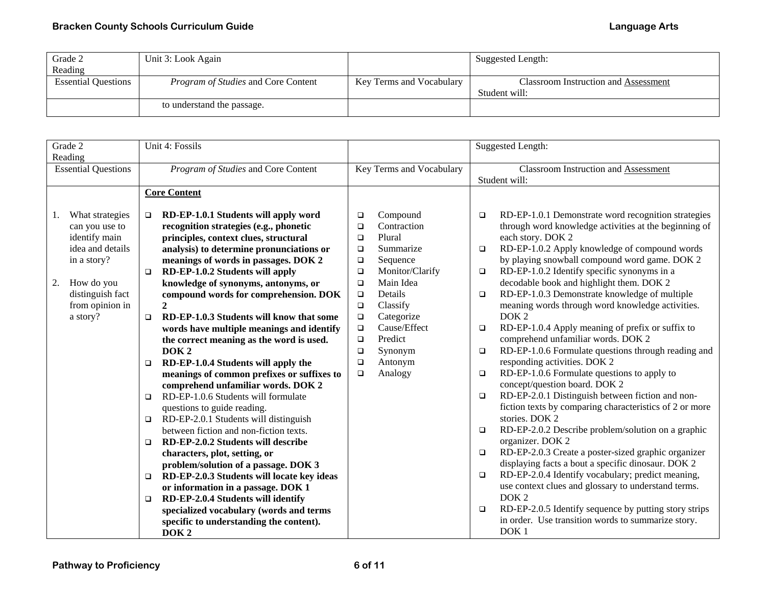| Grade 2 Reading | Unit 3: Look Again | | Suggested Length: |
|---|---|---|---|
| Essential Questions | *Program of Studies* and Core Content | Key Terms and Vocabulary | Classroom Instruction and Assessment Student will: |
| | to understand the passage. | | |

| Grade 2 Reading | Unit 4: Fossils | | Suggested Length: |
|---|---|---|---|
| Essential Questions | *Program of Studies* and Core Content | Key Terms and Vocabulary | Classroom Instruction and Assessment Student will: |
| 1. What strategies can you use to identify main idea and details in a story?<br><br>2. How do you distinguish fact from opinion in a story? | **Core Content**<br><br>❑ **RD-EP-1.0.1 Students will apply word recognition strategies (e.g., phonetic principles, context clues, structural analysis) to determine pronunciations or meanings of words in passages. DOK 2**<br>❑ **RD-EP-1.0.2 Students will apply knowledge of synonyms, antonyms, or compound words for comprehension. DOK 2**<br>❑ **RD-EP-1.0.3 Students will know that some words have multiple meanings and identify the correct meaning as the word is used. DOK 2**<br>❑ **RD-EP-1.0.4 Students will apply the meanings of common prefixes or suffixes to comprehend unfamiliar words. DOK 2**<br>❑ RD-EP-1.0.6 Students will formulate questions to guide reading.<br>❑ RD-EP-2.0.1 Students will distinguish between fiction and non-fiction texts.<br>❑ **RD-EP-2.0.2 Students will describe characters, plot, setting, or problem/solution of a passage. DOK 3**<br>❑ **RD-EP-2.0.3 Students will locate key ideas or information in a passage. DOK 1**<br>❑ **RD-EP-2.0.4 Students will identify specialized vocabulary (words and terms specific to understanding the content). DOK 2** | ❑ Compound<br>❑ Contraction<br>❑ Plural<br>❑ Summarize<br>❑ Sequence<br>❑ Monitor/Clarify<br>❑ Main Idea<br>❑ Details<br>❑ Classify<br>❑ Categorize<br>❑ Cause/Effect<br>❑ Predict<br>❑ Synonym<br>❑ Antonym<br>❑ Analogy | ❑ RD-EP-1.0.1 Demonstrate word recognition strategies through word knowledge activities at the beginning of each story. DOK 2<br>❑ RD-EP-1.0.2 Apply knowledge of compound words by playing snowball compound word game. DOK 2<br>❑ RD-EP-1.0.2 Identify specific synonyms in a decodable book and highlight them. DOK 2<br>❑ RD-EP-1.0.3 Demonstrate knowledge of multiple meaning words through word knowledge activities. DOK 2<br>❑ RD-EP-1.0.4 Apply meaning of prefix or suffix to comprehend unfamiliar words. DOK 2<br>❑ RD-EP-1.0.6 Formulate questions through reading and responding activities. DOK 2<br>❑ RD-EP-1.0.6 Formulate questions to apply to concept/question board. DOK 2<br>❑ RD-EP-2.0.1 Distinguish between fiction and non-fiction texts by comparing characteristics of 2 or more stories. DOK 2<br>❑ RD-EP-2.0.2 Describe problem/solution on a graphic organizer. DOK 2<br>❑ RD-EP-2.0.3 Create a poster-sized graphic organizer displaying facts a bout a specific dinosaur. DOK 2<br>❑ RD-EP-2.0.4 Identify vocabulary; predict meaning, use context clues and glossary to understand terms. DOK 2<br>❑ RD-EP-2.0.5 Identify sequence by putting story strips in order. Use transition words to summarize story. DOK 1 |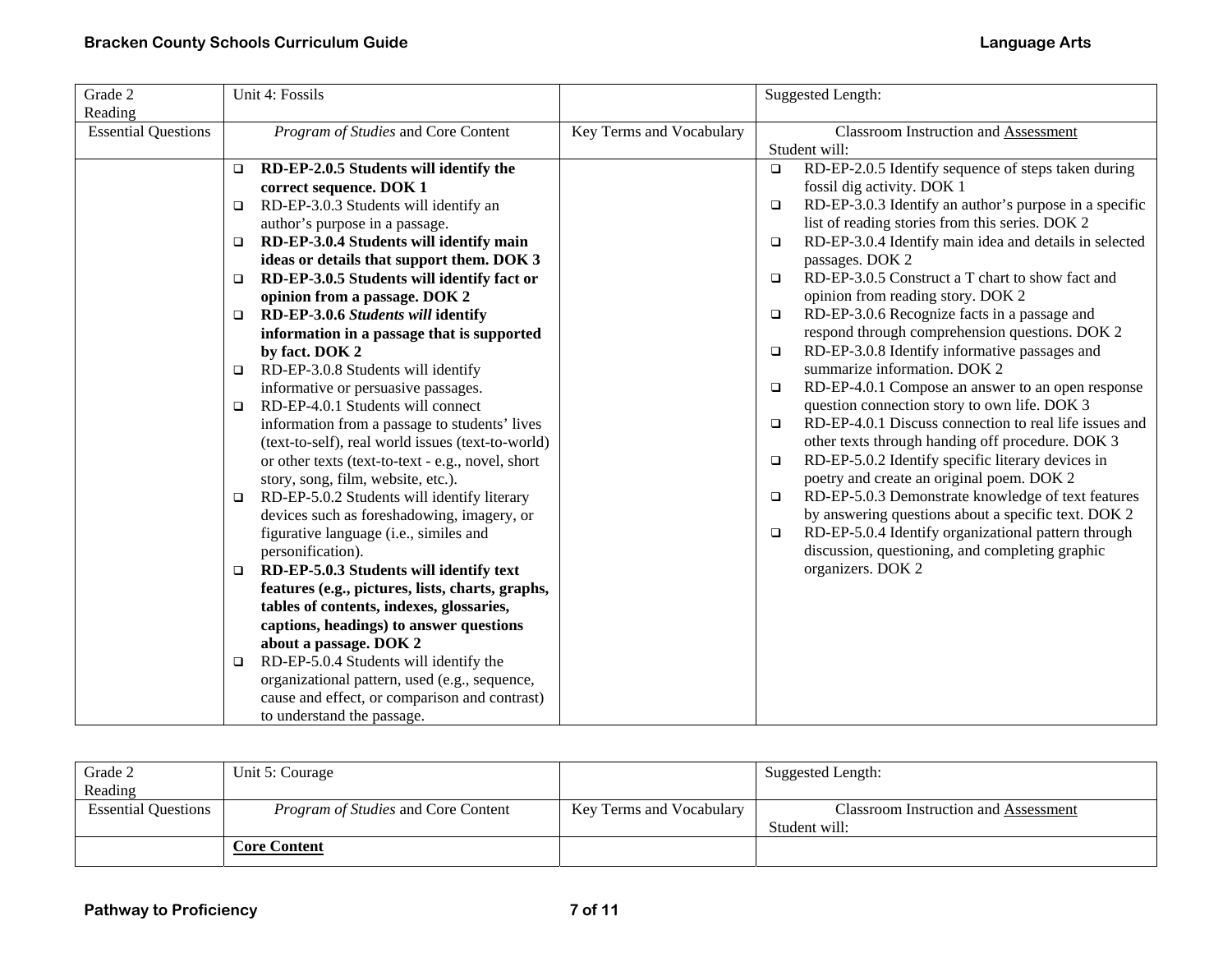| Grade 2<br>Reading | Unit 4: Fossils | | Suggested Length: |
|---|---|---|---|
| Essential Questions | *Program of Studies* and Core Content | Key Terms and Vocabulary | Classroom Instruction and Assessment<br>Student will: |
| | ❑ **RD-EP-2.0.5 Students will identify the correct sequence. DOK 1**<br>❑ RD-EP-3.0.3 Students will identify an author's purpose in a passage.<br>❑ **RD-EP-3.0.4 Students will identify main ideas or details that support them. DOK 3**<br>❑ **RD-EP-3.0.5 Students will identify fact or opinion from a passage. DOK 2**<br>❑ **RD-EP-3.0.6 *Students will* identify information in a passage that is supported by fact. DOK 2**<br>❑ RD-EP-3.0.8 Students will identify informative or persuasive passages.<br>❑ RD-EP-4.0.1 Students will connect information from a passage to students' lives (text-to-self), real world issues (text-to-world) or other texts (text-to-text - e.g., novel, short story, song, film, website, etc.).<br>❑ RD-EP-5.0.2 Students will identify literary devices such as foreshadowing, imagery, or figurative language (i.e., similes and personification).<br>❑ **RD-EP-5.0.3 Students will identify text features (e.g., pictures, lists, charts, graphs, tables of contents, indexes, glossaries, captions, headings) to answer questions about a passage. DOK 2**<br>❑ RD-EP-5.0.4 Students will identify the organizational pattern, used (e.g., sequence, cause and effect, or comparison and contrast) to understand the passage. | | ❑ RD-EP-2.0.5 Identify sequence of steps taken during fossil dig activity. DOK 1<br>❑ RD-EP-3.0.3 Identify an author's purpose in a specific list of reading stories from this series. DOK 2<br>❑ RD-EP-3.0.4 Identify main idea and details in selected passages. DOK 2<br>❑ RD-EP-3.0.5 Construct a T chart to show fact and opinion from reading story. DOK 2<br>❑ RD-EP-3.0.6 Recognize facts in a passage and respond through comprehension questions. DOK 2<br>❑ RD-EP-3.0.8 Identify informative passages and summarize information. DOK 2<br>❑ RD-EP-4.0.1 Compose an answer to an open response question connection story to own life. DOK 3<br>❑ RD-EP-4.0.1 Discuss connection to real life issues and other texts through handing off procedure. DOK 3<br>❑ RD-EP-5.0.2 Identify specific literary devices in poetry and create an original poem. DOK 2<br>❑ RD-EP-5.0.3 Demonstrate knowledge of text features by answering questions about a specific text. DOK 2<br>❑ RD-EP-5.0.4 Identify organizational pattern through discussion, questioning, and completing graphic organizers. DOK 2 |

| Grade 2<br>Reading | Unit 5: Courage | | Suggested Length: |
|---|---|---|---|
| Essential Questions | *Program of Studies* and Core Content | Key Terms and Vocabulary | Classroom Instruction and Assessment<br>Student will: |
| | **Core Content** | | |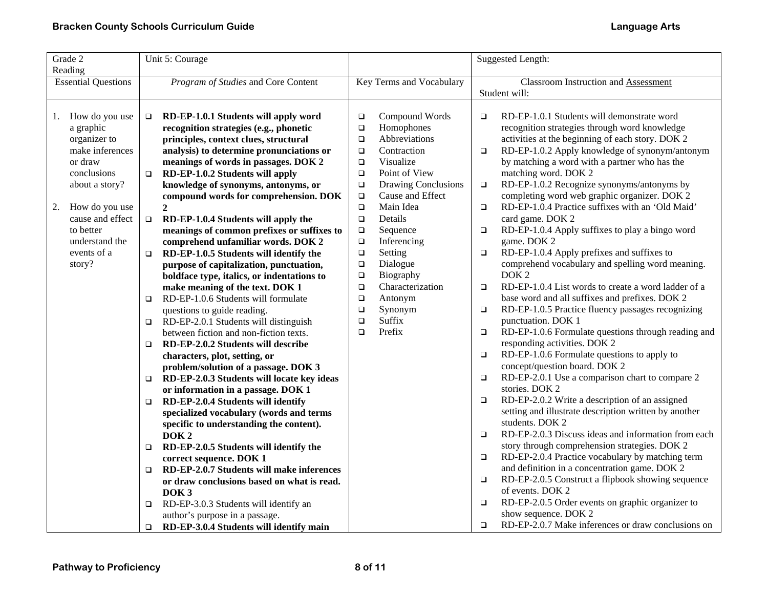| Grade 2<br>Reading | Unit 5: Courage | | Suggested Length: |
|---|---|---|---|
| Essential Questions | *Program of Studies* and Core Content | Key Terms and Vocabulary | Classroom Instruction and Assessment<br>Student will: |
| 1. How do you use a graphic organizer to make inferences or draw conclusions about a story?<br><br>2. How do you use cause and effect to better understand the events of a story? | ❑ **RD-EP-1.0.1 Students will apply word recognition strategies (e.g., phonetic principles, context clues, structural analysis) to determine pronunciations or meanings of words in passages. DOK 2**<br>❑ **RD-EP-1.0.2 Students will apply knowledge of synonyms, antonyms, or compound words for comprehension. DOK 2**<br>❑ **RD-EP-1.0.4 Students will apply the meanings of common prefixes or suffixes to comprehend unfamiliar words. DOK 2**<br>❑ **RD-EP-1.0.5 Students will identify the purpose of capitalization, punctuation, boldface type, italics, or indentations to make meaning of the text. DOK 1**<br>❑ RD-EP-1.0.6 Students will formulate questions to guide reading.<br>❑ RD-EP-2.0.1 Students will distinguish between fiction and non-fiction texts.<br>❑ **RD-EP-2.0.2 Students will describe characters, plot, setting, or problem/solution of a passage. DOK 3**<br>❑ **RD-EP-2.0.3 Students will locate key ideas or information in a passage. DOK 1**<br>❑ **RD-EP-2.0.4 Students will identify specialized vocabulary (words and terms specific to understanding the content). DOK 2**<br>❑ **RD-EP-2.0.5 Students will identify the correct sequence. DOK 1**<br>❑ **RD-EP-2.0.7 Students will make inferences or draw conclusions based on what is read. DOK 3**<br>❑ RD-EP-3.0.3 Students will identify an author's purpose in a passage.<br>❑ **RD-EP-3.0.4 Students will identify main** | ❑ Compound Words<br>❑ Homophones<br>❑ Abbreviations<br>❑ Contraction<br>❑ Visualize<br>❑ Point of View<br>❑ Drawing Conclusions<br>❑ Cause and Effect<br>❑ Main Idea<br>❑ Details<br>❑ Sequence<br>❑ Inferencing<br>❑ Setting<br>❑ Dialogue<br>❑ Biography<br>❑ Characterization<br>❑ Antonym<br>❑ Synonym<br>❑ Suffix<br>❑ Prefix | ❑ RD-EP-1.0.1 Students will demonstrate word recognition strategies through word knowledge activities at the beginning of each story. DOK 2<br>❑ RD-EP-1.0.2 Apply knowledge of synonym/antonym by matching a word with a partner who has the matching word. DOK 2<br>❑ RD-EP-1.0.2 Recognize synonyms/antonyms by completing word web graphic organizer. DOK 2<br>❑ RD-EP-1.0.4 Practice suffixes with an 'Old Maid' card game. DOK 2<br>❑ RD-EP-1.0.4 Apply suffixes to play a bingo word game. DOK 2<br>❑ RD-EP-1.0.4 Apply prefixes and suffixes to comprehend vocabulary and spelling word meaning. DOK 2<br>❑ RD-EP-1.0.4 List words to create a word ladder of a base word and all suffixes and prefixes. DOK 2<br>❑ RD-EP-1.0.5 Practice fluency passages recognizing punctuation. DOK 1<br>❑ RD-EP-1.0.6 Formulate questions through reading and responding activities. DOK 2<br>❑ RD-EP-1.0.6 Formulate questions to apply to concept/question board. DOK 2<br>❑ RD-EP-2.0.1 Use a comparison chart to compare 2 stories. DOK 2<br>❑ RD-EP-2.0.2 Write a description of an assigned setting and illustrate description written by another students. DOK 2<br>❑ RD-EP-2.0.3 Discuss ideas and information from each story through comprehension strategies. DOK 2<br>❑ RD-EP-2.0.4 Practice vocabulary by matching term and definition in a concentration game. DOK 2<br>❑ RD-EP-2.0.5 Construct a flipbook showing sequence of events. DOK 2<br>❑ RD-EP-2.0.5 Order events on graphic organizer to show sequence. DOK 2<br>❑ RD-EP-2.0.7 Make inferences or draw conclusions on |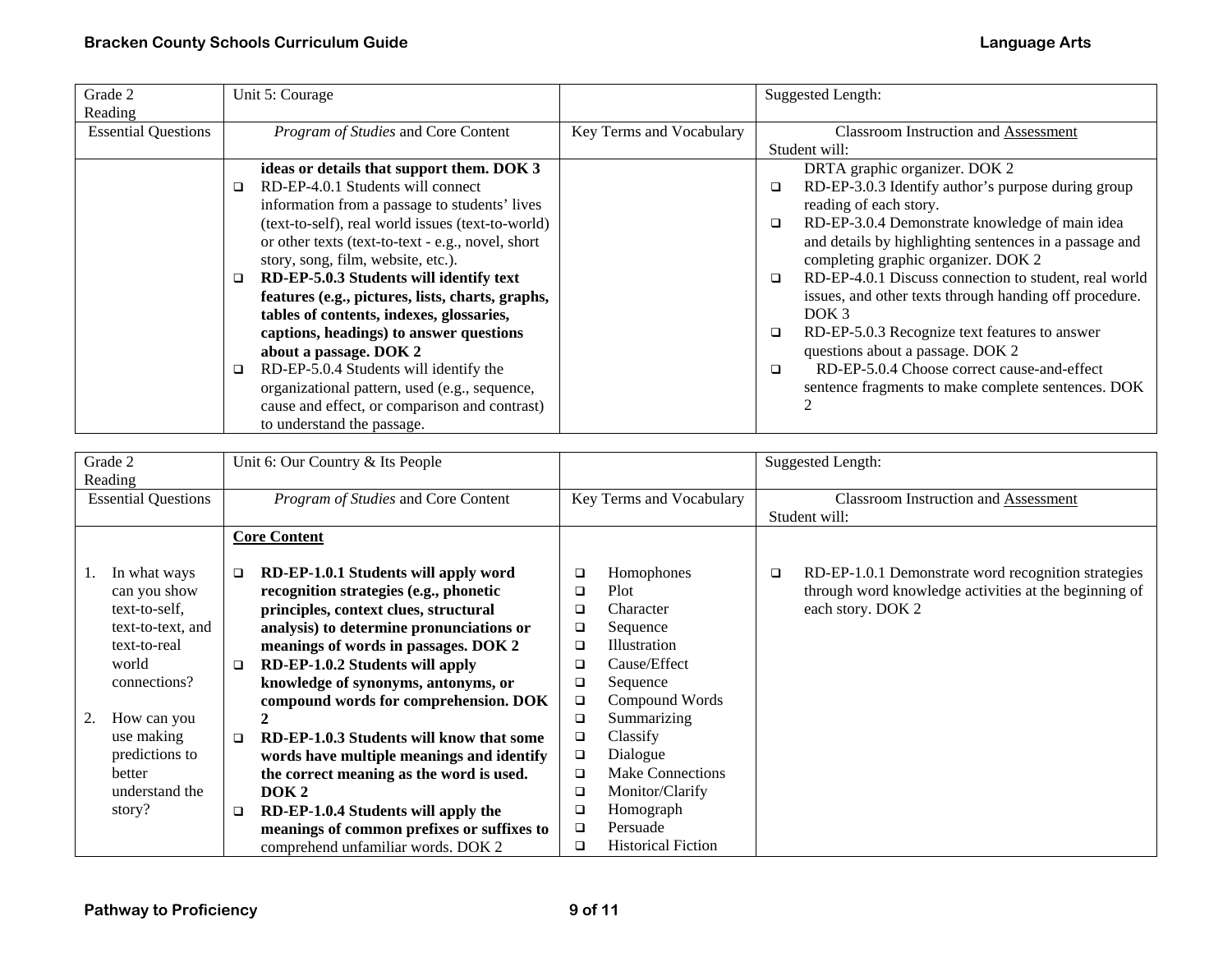| Grade 2 Reading | Unit 5: Courage | | Suggested Length: |
|---|---|---|---|
| Essential Questions | *Program of Studies* and Core Content | Key Terms and Vocabulary | Classroom Instruction and Assessment<br>Student will: |
| | **ideas or details that support them. DOK 3**<br>❑ RD-EP-4.0.1 Students will connect information from a passage to students' lives (text-to-self), real world issues (text-to-world) or other texts (text-to-text - e.g., novel, short story, song, film, website, etc.).<br>❑ **RD-EP-5.0.3 Students will identify text features (e.g., pictures, lists, charts, graphs, tables of contents, indexes, glossaries, captions, headings) to answer questions about a passage. DOK 2**<br>❑ RD-EP-5.0.4 Students will identify the organizational pattern, used (e.g., sequence, cause and effect, or comparison and contrast) to understand the passage. | | DRTA graphic organizer. DOK 2<br>❑ RD-EP-3.0.3 Identify author's purpose during group reading of each story.<br>❑ RD-EP-3.0.4 Demonstrate knowledge of main idea and details by highlighting sentences in a passage and completing graphic organizer. DOK 2<br>❑ RD-EP-4.0.1 Discuss connection to student, real world issues, and other texts through handing off procedure. DOK 3<br>❑ RD-EP-5.0.3 Recognize text features to answer questions about a passage. DOK 2<br>❑ RD-EP-5.0.4 Choose correct cause-and-effect sentence fragments to make complete sentences. DOK 2 |

| Grade 2 Reading | Unit 6: Our Country & Its People | | Suggested Length: |
|---|---|---|---|
| Essential Questions | *Program of Studies* and Core Content | Key Terms and Vocabulary | Classroom Instruction and Assessment<br>Student will: |
| 1. In what ways can you show text-to-self, text-to-text, and text-to-real world connections?<br><br>2. How can you use making predictions to better understand the story? | **Core Content**<br><br>❑ **RD-EP-1.0.1 Students will apply word recognition strategies (e.g., phonetic principles, context clues, structural analysis) to determine pronunciations or meanings of words in passages. DOK 2**<br>❑ **RD-EP-1.0.2 Students will apply knowledge of synonyms, antonyms, or compound words for comprehension. DOK 2**<br>❑ **RD-EP-1.0.3 Students will know that some words have multiple meanings and identify the correct meaning as the word is used. DOK 2**<br>❑ **RD-EP-1.0.4 Students will apply the meanings of common prefixes or suffixes to** comprehend unfamiliar words. DOK 2 | ❑ Homophones<br>❑ Plot<br>❑ Character<br>❑ Sequence<br>❑ Illustration<br>❑ Cause/Effect<br>❑ Sequence<br>❑ Compound Words<br>❑ Summarizing<br>❑ Classify<br>❑ Dialogue<br>❑ Make Connections<br>❑ Monitor/Clarify<br>❑ Homograph<br>❑ Persuade<br>❑ Historical Fiction | ❑ RD-EP-1.0.1 Demonstrate word recognition strategies through word knowledge activities at the beginning of each story. DOK 2 |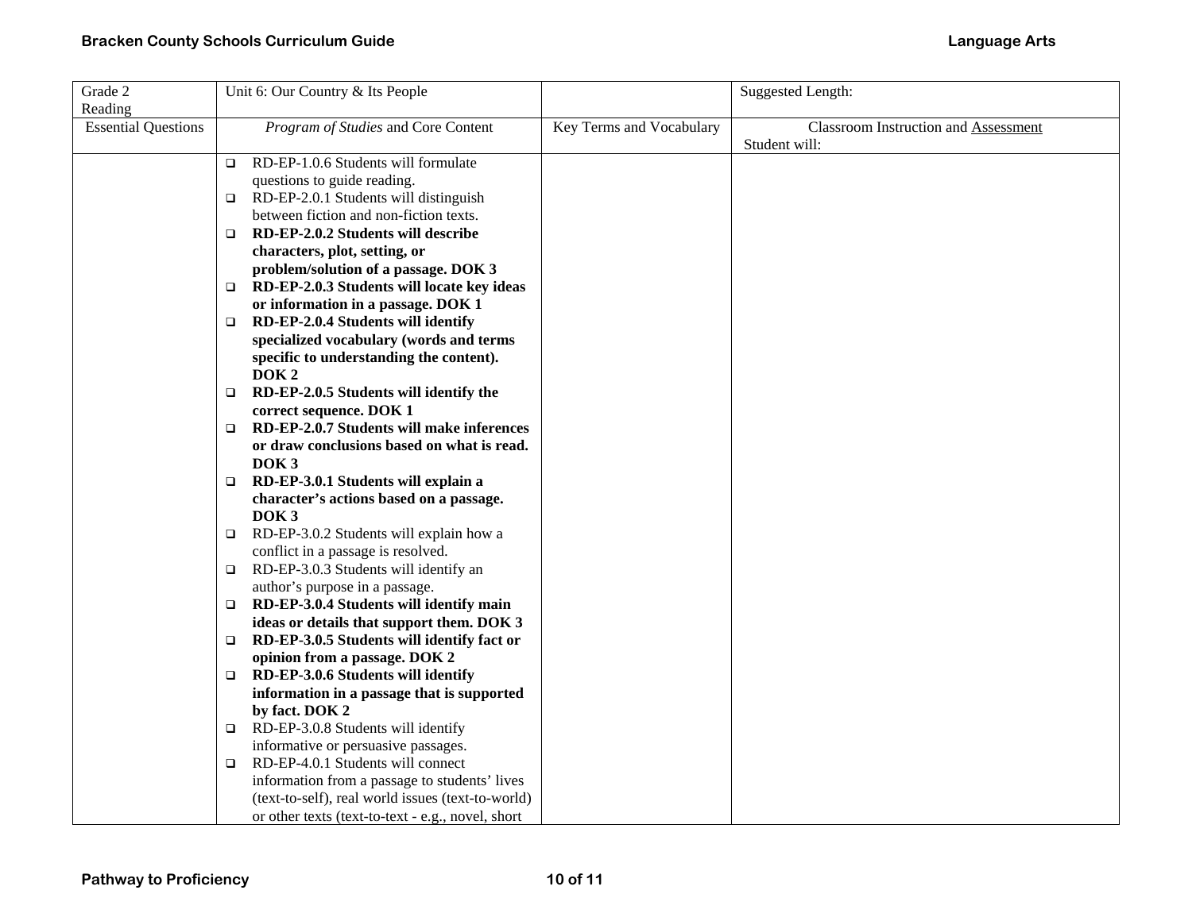| Grade 2<br>Reading | Unit 6: Our Country & Its People | | Suggested Length: |
|---|---|---|---|
| Essential Questions | *Program of Studies* and Core Content | Key Terms and Vocabulary | Classroom Instruction and Assessment<br>Student will: |
| | ❑ RD-EP-1.0.6 Students will formulate questions to guide reading.<br>❑ RD-EP-2.0.1 Students will distinguish between fiction and non-fiction texts.<br>❑ **RD-EP-2.0.2 Students will describe characters, plot, setting, or problem/solution of a passage. DOK 3**<br>❑ **RD-EP-2.0.3 Students will locate key ideas or information in a passage. DOK 1**<br>❑ **RD-EP-2.0.4 Students will identify specialized vocabulary (words and terms specific to understanding the content). DOK 2**<br>❑ **RD-EP-2.0.5 Students will identify the correct sequence. DOK 1**<br>❑ **RD-EP-2.0.7 Students will make inferences or draw conclusions based on what is read. DOK 3**<br>❑ **RD-EP-3.0.1 Students will explain a character's actions based on a passage. DOK 3**<br>❑ RD-EP-3.0.2 Students will explain how a conflict in a passage is resolved.<br>❑ RD-EP-3.0.3 Students will identify an author's purpose in a passage.<br>❑ **RD-EP-3.0.4 Students will identify main ideas or details that support them. DOK 3**<br>❑ **RD-EP-3.0.5 Students will identify fact or opinion from a passage. DOK 2**<br>❑ **RD-EP-3.0.6 Students will identify information in a passage that is supported by fact. DOK 2**<br>❑ RD-EP-3.0.8 Students will identify informative or persuasive passages.<br>❑ RD-EP-4.0.1 Students will connect information from a passage to students' lives (text-to-self), real world issues (text-to-world) or other texts (text-to-text - e.g., novel, short | | |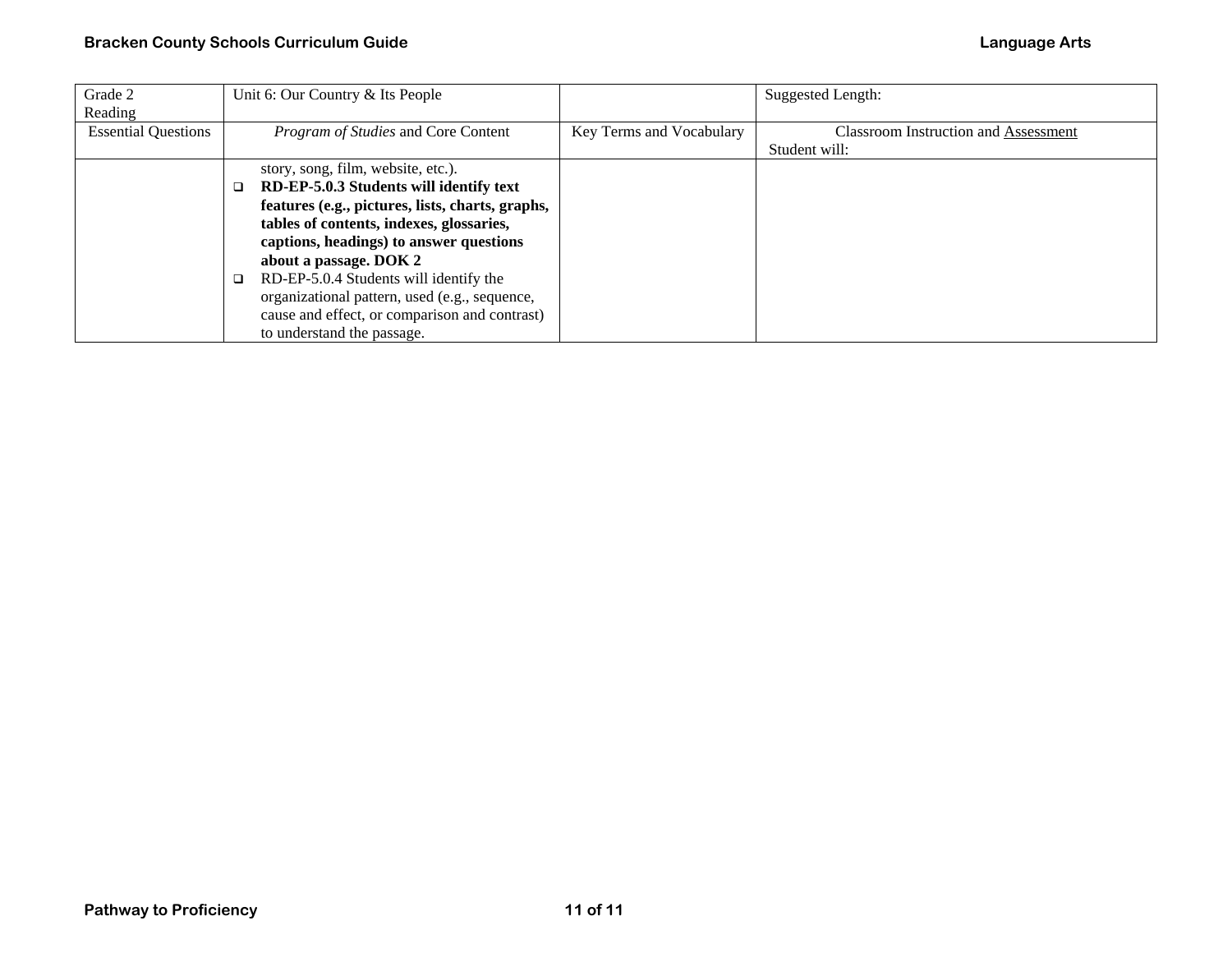| Grade 2<br>Reading | Unit 6: Our Country & Its People | | Suggested Length: |
|---|---|---|---|
| Essential Questions | *Program of Studies* and Core Content | Key Terms and Vocabulary | Classroom Instruction and Assessment<br>Student will: |
| | story, song, film, website, etc.).<br>❑ **RD-EP-5.0.3 Students will identify text features (e.g., pictures, lists, charts, graphs, tables of contents, indexes, glossaries, captions, headings) to answer questions about a passage. DOK 2**<br>❑ RD-EP-5.0.4 Students will identify the organizational pattern, used (e.g., sequence, cause and effect, or comparison and contrast) to understand the passage. | | |